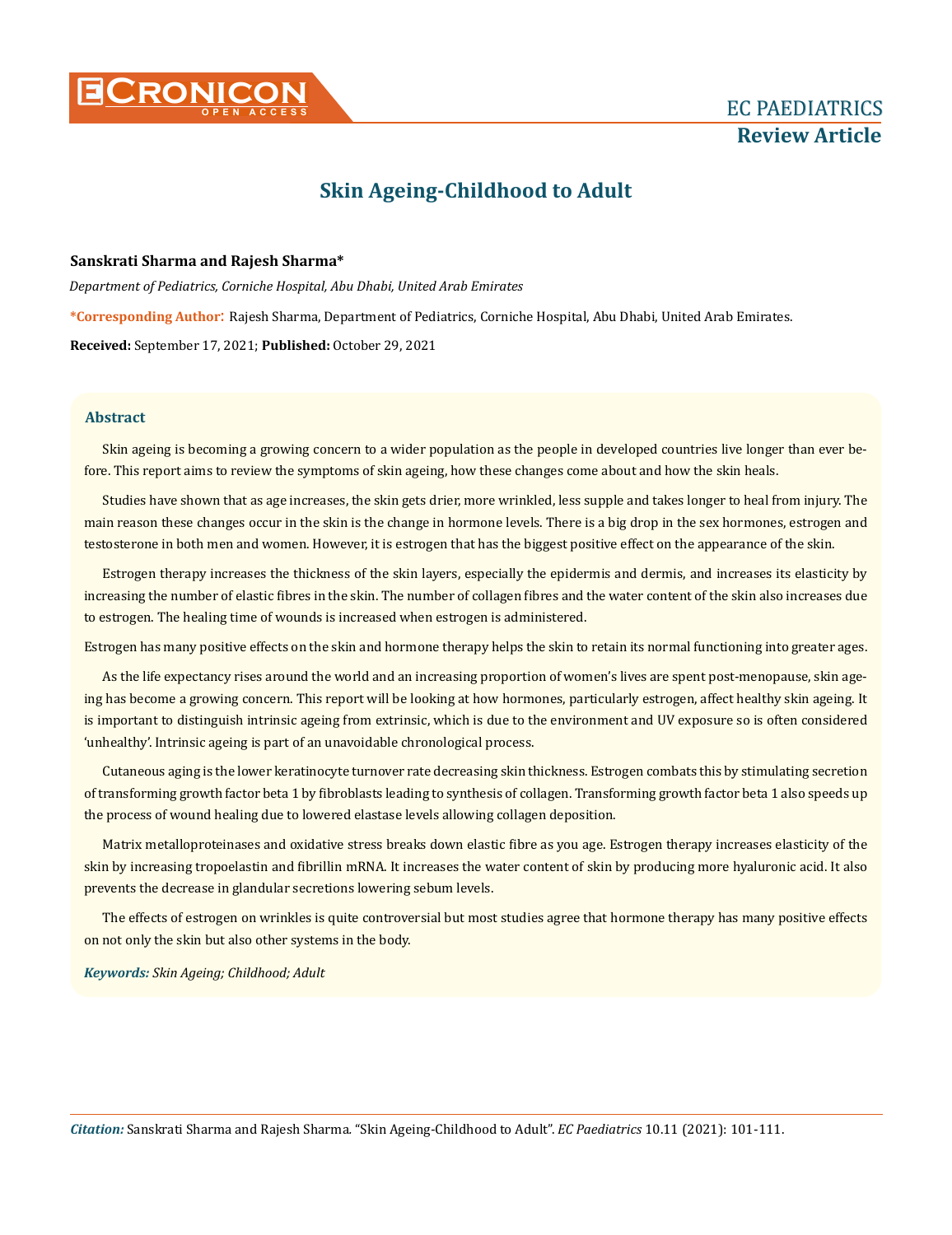# Skin Ageing-Childhood to Adult

**Sanskrati Sharma and Rajesh Sharma***

*Department of Pediatrics, Corniche Hospital, Abu Dhabi, United Arab Emirates*

***Corresponding Author**: Rajesh Sharma, Department of Pediatrics, Corniche Hospital, Abu Dhabi, United Arab Emirates.

**Received:** September 17, 2021; **Published:** October 29, 2021

## Abstract

Skin ageing is becoming a growing concern to a wider population as the people in developed countries live longer than ever before. This report aims to review the symptoms of skin ageing, how these changes come about and how the skin heals.

Studies have shown that as age increases, the skin gets drier, more wrinkled, less supple and takes longer to heal from injury. The main reason these changes occur in the skin is the change in hormone levels. There is a big drop in the sex hormones, estrogen and testosterone in both men and women. However, it is estrogen that has the biggest positive effect on the appearance of the skin.

Estrogen therapy increases the thickness of the skin layers, especially the epidermis and dermis, and increases its elasticity by increasing the number of elastic fibres in the skin. The number of collagen fibres and the water content of the skin also increases due to estrogen. The healing time of wounds is increased when estrogen is administered.

Estrogen has many positive effects on the skin and hormone therapy helps the skin to retain its normal functioning into greater ages.

As the life expectancy rises around the world and an increasing proportion of women's lives are spent post-menopause, skin ageing has become a growing concern. This report will be looking at how hormones, particularly estrogen, affect healthy skin ageing. It is important to distinguish intrinsic ageing from extrinsic, which is due to the environment and UV exposure so is often considered 'unhealthy'. Intrinsic ageing is part of an unavoidable chronological process.

Cutaneous aging is the lower keratinocyte turnover rate decreasing skin thickness. Estrogen combats this by stimulating secretion of transforming growth factor beta 1 by fibroblasts leading to synthesis of collagen. Transforming growth factor beta 1 also speeds up the process of wound healing due to lowered elastase levels allowing collagen deposition.

Matrix metalloproteinases and oxidative stress breaks down elastic fibre as you age. Estrogen therapy increases elasticity of the skin by increasing tropoelastin and fibrillin mRNA. It increases the water content of skin by producing more hyaluronic acid. It also prevents the decrease in glandular secretions lowering sebum levels.

The effects of estrogen on wrinkles is quite controversial but most studies agree that hormone therapy has many positive effects on not only the skin but also other systems in the body.

***Keywords:*** *Skin Ageing; Childhood; Adult*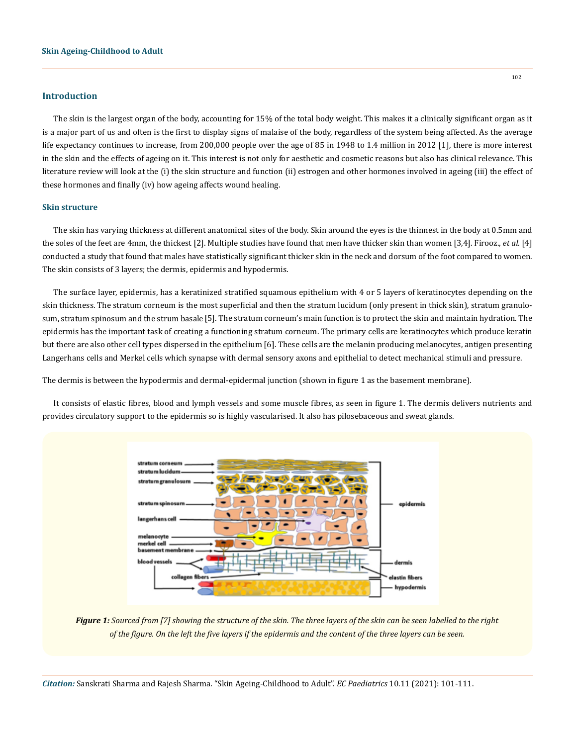## Introduction

The skin is the largest organ of the body, accounting for 15% of the total body weight. This makes it a clinically significant organ as it is a major part of us and often is the first to display signs of malaise of the body, regardless of the system being affected. As the average life expectancy continues to increase, from 200,000 people over the age of 85 in 1948 to 1.4 million in 2012 [1], there is more interest in the skin and the effects of ageing on it. This interest is not only for aesthetic and cosmetic reasons but also has clinical relevance. This literature review will look at the (i) the skin structure and function (ii) estrogen and other hormones involved in ageing (iii) the effect of these hormones and finally (iv) how ageing affects wound healing.

### Skin structure

The skin has varying thickness at different anatomical sites of the body. Skin around the eyes is the thinnest in the body at 0.5mm and the soles of the feet are 4mm, the thickest [2]. Multiple studies have found that men have thicker skin than women [3,4]. Firooz., *et al.* [4] conducted a study that found that males have statistically significant thicker skin in the neck and dorsum of the foot compared to women. The skin consists of 3 layers; the dermis, epidermis and hypodermis.

The surface layer, epidermis, has a keratinized stratified squamous epithelium with 4 or 5 layers of keratinocytes depending on the skin thickness. The stratum corneum is the most superficial and then the stratum lucidum (only present in thick skin), stratum granulosum, stratum spinosum and the strum basale [5]. The stratum corneum's main function is to protect the skin and maintain hydration. The epidermis has the important task of creating a functioning stratum corneum. The primary cells are keratinocytes which produce keratin but there are also other cell types dispersed in the epithelium [6]. These cells are the melanin producing melanocytes, antigen presenting Langerhans cells and Merkel cells which synapse with dermal sensory axons and epithelial to detect mechanical stimuli and pressure.

The dermis is between the hypodermis and dermal-epidermal junction (shown in figure 1 as the basement membrane).

It consists of elastic fibres, blood and lymph vessels and some muscle fibres, as seen in figure 1. The dermis delivers nutrients and provides circulatory support to the epidermis so is highly vascularised. It also has pilosebaceous and sweat glands.

stratum corneum
stratum lucidum
stratum granulosum
stratum spinosum
langerhans cell
melanocyte
merkel cell
basement membrane
blood vessels
collagen fibers
epidermis
dermis
elastin fibers
hypodermis

***Figure 1:*** *Sourced from [7] showing the structure of the skin. The three layers of the skin can be seen labelled to the right of the figure. On the left the five layers if the epidermis and the content of the three layers can be seen.*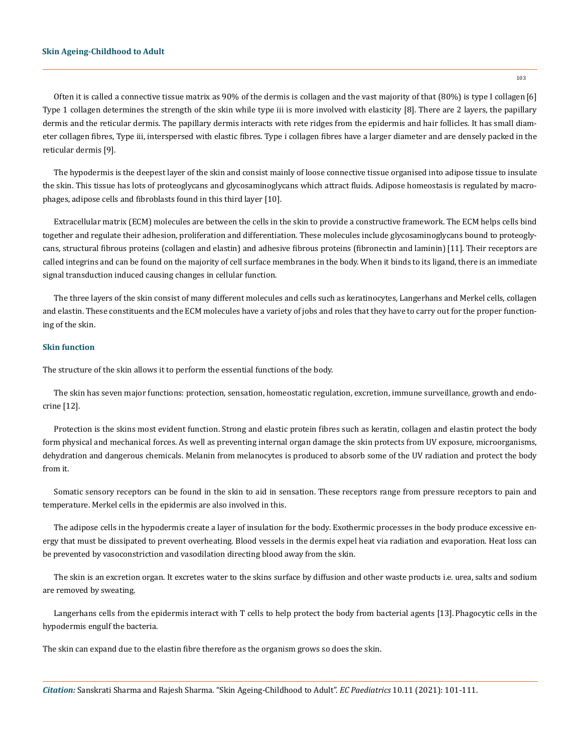Often it is called a connective tissue matrix as 90% of the dermis is collagen and the vast majority of that (80%) is type I collagen [6] Type 1 collagen determines the strength of the skin while type iii is more involved with elasticity [8]. There are 2 layers, the papillary dermis and the reticular dermis. The papillary dermis interacts with rete ridges from the epidermis and hair follicles. It has small diameter collagen fibres, Type iii, interspersed with elastic fibres. Type i collagen fibres have a larger diameter and are densely packed in the reticular dermis [9].

The hypodermis is the deepest layer of the skin and consist mainly of loose connective tissue organised into adipose tissue to insulate the skin. This tissue has lots of proteoglycans and glycosaminoglycans which attract fluids. Adipose homeostasis is regulated by macrophages, adipose cells and fibroblasts found in this third layer [10].

Extracellular matrix (ECM) molecules are between the cells in the skin to provide a constructive framework. The ECM helps cells bind together and regulate their adhesion, proliferation and differentiation. These molecules include glycosaminoglycans bound to proteoglycans, structural fibrous proteins (collagen and elastin) and adhesive fibrous proteins (fibronectin and laminin) [11]. Their receptors are called integrins and can be found on the majority of cell surface membranes in the body. When it binds to its ligand, there is an immediate signal transduction induced causing changes in cellular function.

The three layers of the skin consist of many different molecules and cells such as keratinocytes, Langerhans and Merkel cells, collagen and elastin. These constituents and the ECM molecules have a variety of jobs and roles that they have to carry out for the proper functioning of the skin.

### Skin function

The structure of the skin allows it to perform the essential functions of the body.

The skin has seven major functions: protection, sensation, homeostatic regulation, excretion, immune surveillance, growth and endocrine [12].

Protection is the skins most evident function. Strong and elastic protein fibres such as keratin, collagen and elastin protect the body form physical and mechanical forces. As well as preventing internal organ damage the skin protects from UV exposure, microorganisms, dehydration and dangerous chemicals. Melanin from melanocytes is produced to absorb some of the UV radiation and protect the body from it.

Somatic sensory receptors can be found in the skin to aid in sensation. These receptors range from pressure receptors to pain and temperature. Merkel cells in the epidermis are also involved in this.

The adipose cells in the hypodermis create a layer of insulation for the body. Exothermic processes in the body produce excessive energy that must be dissipated to prevent overheating. Blood vessels in the dermis expel heat via radiation and evaporation. Heat loss can be prevented by vasoconstriction and vasodilation directing blood away from the skin.

The skin is an excretion organ. It excretes water to the skins surface by diffusion and other waste products i.e. urea, salts and sodium are removed by sweating.

Langerhans cells from the epidermis interact with T cells to help protect the body from bacterial agents [13]. Phagocytic cells in the hypodermis engulf the bacteria.

The skin can expand due to the elastin fibre therefore as the organism grows so does the skin.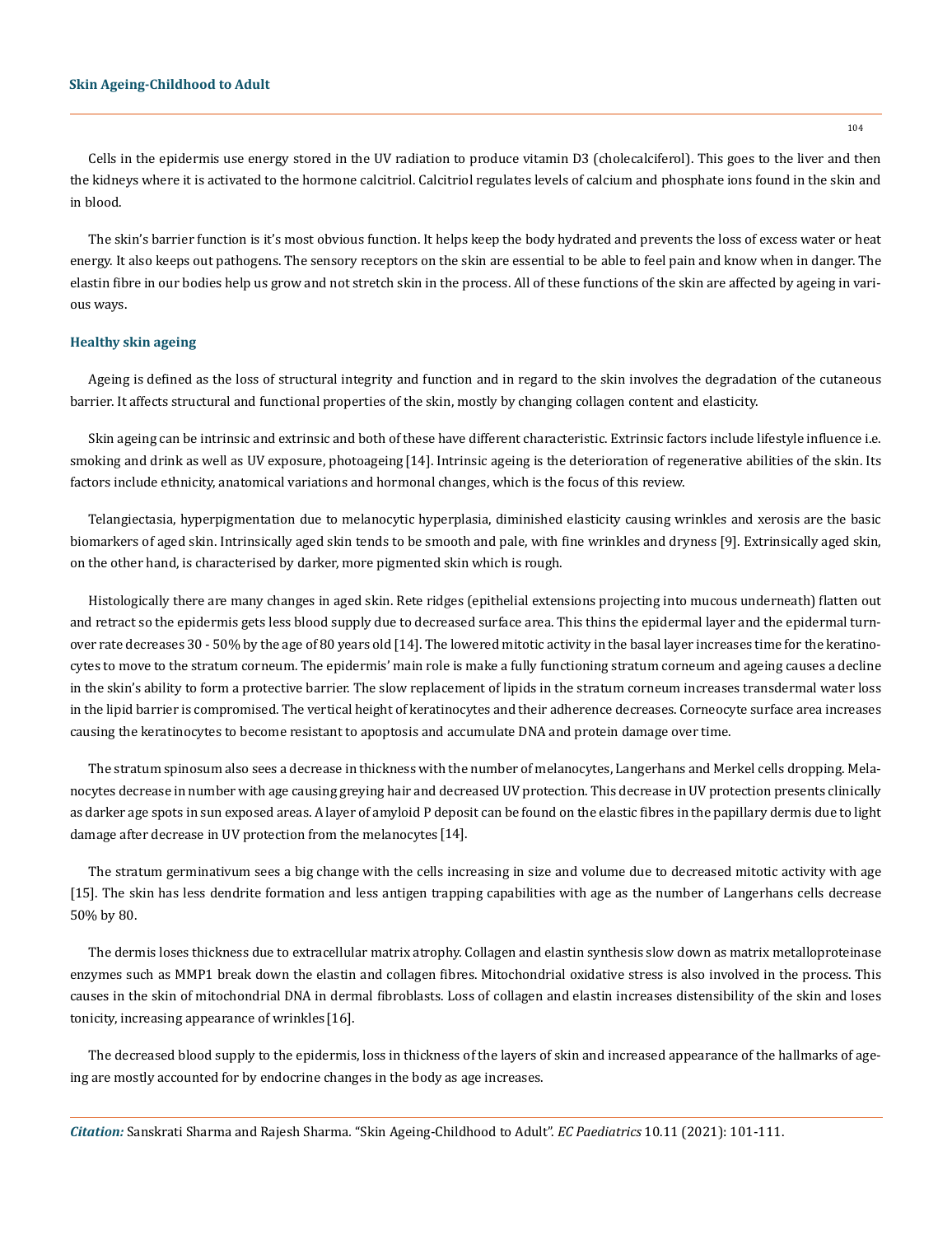Cells in the epidermis use energy stored in the UV radiation to produce vitamin D3 (cholecalciferol). This goes to the liver and then the kidneys where it is activated to the hormone calcitriol. Calcitriol regulates levels of calcium and phosphate ions found in the skin and in blood.

The skin's barrier function is it's most obvious function. It helps keep the body hydrated and prevents the loss of excess water or heat energy. It also keeps out pathogens. The sensory receptors on the skin are essential to be able to feel pain and know when in danger. The elastin fibre in our bodies help us grow and not stretch skin in the process. All of these functions of the skin are affected by ageing in various ways.

## Healthy skin ageing

Ageing is defined as the loss of structural integrity and function and in regard to the skin involves the degradation of the cutaneous barrier. It affects structural and functional properties of the skin, mostly by changing collagen content and elasticity.

Skin ageing can be intrinsic and extrinsic and both of these have different characteristic. Extrinsic factors include lifestyle influence i.e. smoking and drink as well as UV exposure, photoageing [14]. Intrinsic ageing is the deterioration of regenerative abilities of the skin. Its factors include ethnicity, anatomical variations and hormonal changes, which is the focus of this review.

Telangiectasia, hyperpigmentation due to melanocytic hyperplasia, diminished elasticity causing wrinkles and xerosis are the basic biomarkers of aged skin. Intrinsically aged skin tends to be smooth and pale, with fine wrinkles and dryness [9]. Extrinsically aged skin, on the other hand, is characterised by darker, more pigmented skin which is rough.

Histologically there are many changes in aged skin. Rete ridges (epithelial extensions projecting into mucous underneath) flatten out and retract so the epidermis gets less blood supply due to decreased surface area. This thins the epidermal layer and the epidermal turnover rate decreases 30 - 50% by the age of 80 years old [14]. The lowered mitotic activity in the basal layer increases time for the keratinocytes to move to the stratum corneum. The epidermis' main role is make a fully functioning stratum corneum and ageing causes a decline in the skin's ability to form a protective barrier. The slow replacement of lipids in the stratum corneum increases transdermal water loss in the lipid barrier is compromised. The vertical height of keratinocytes and their adherence decreases. Corneocyte surface area increases causing the keratinocytes to become resistant to apoptosis and accumulate DNA and protein damage over time.

The stratum spinosum also sees a decrease in thickness with the number of melanocytes, Langerhans and Merkel cells dropping. Melanocytes decrease in number with age causing greying hair and decreased UV protection. This decrease in UV protection presents clinically as darker age spots in sun exposed areas. A layer of amyloid P deposit can be found on the elastic fibres in the papillary dermis due to light damage after decrease in UV protection from the melanocytes [14].

The stratum germinativum sees a big change with the cells increasing in size and volume due to decreased mitotic activity with age [15]. The skin has less dendrite formation and less antigen trapping capabilities with age as the number of Langerhans cells decrease 50% by 80.

The dermis loses thickness due to extracellular matrix atrophy. Collagen and elastin synthesis slow down as matrix metalloproteinase enzymes such as MMP1 break down the elastin and collagen fibres. Mitochondrial oxidative stress is also involved in the process. This causes in the skin of mitochondrial DNA in dermal fibroblasts. Loss of collagen and elastin increases distensibility of the skin and loses tonicity, increasing appearance of wrinkles [16].

The decreased blood supply to the epidermis, loss in thickness of the layers of skin and increased appearance of the hallmarks of ageing are mostly accounted for by endocrine changes in the body as age increases.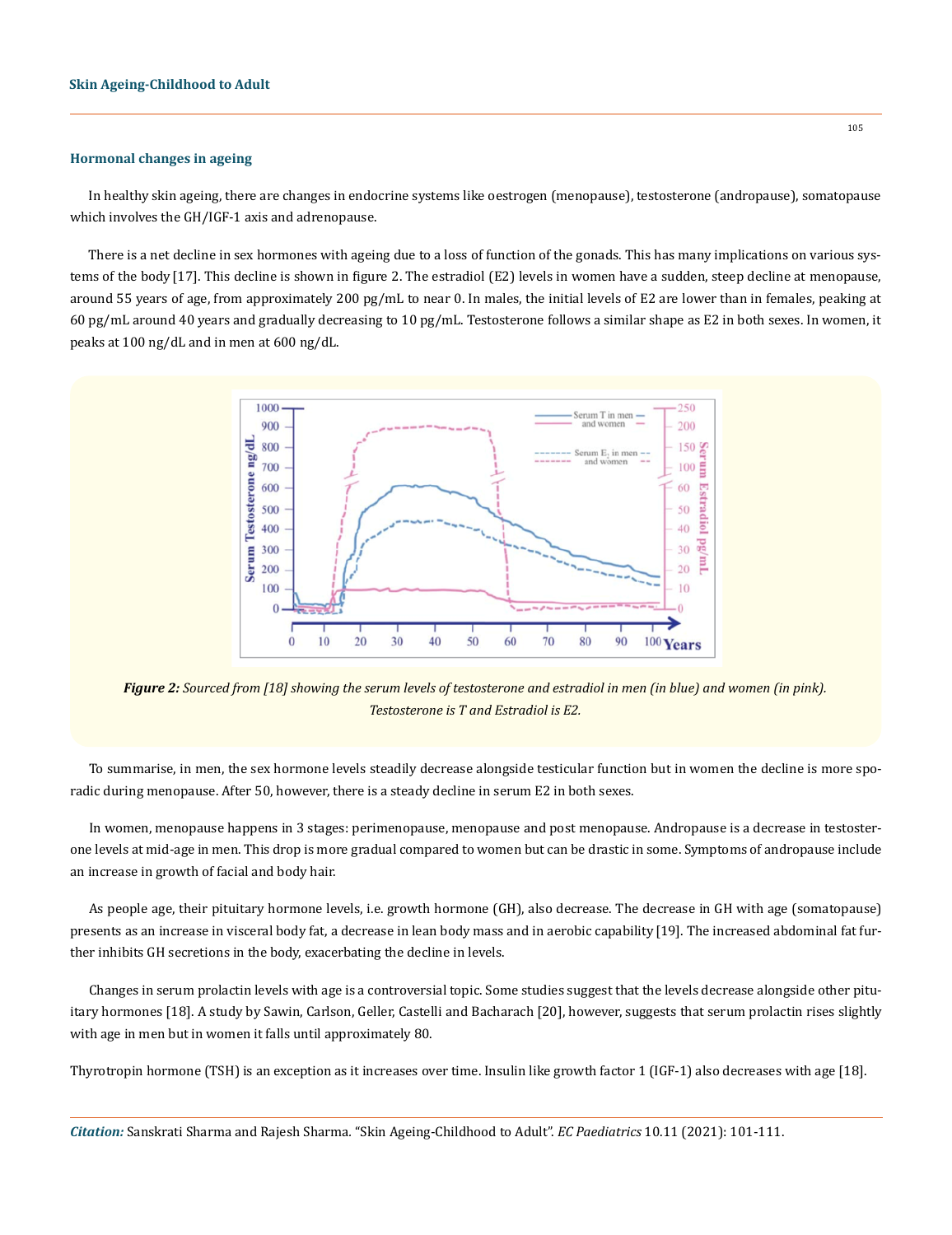### Hormonal changes in ageing

In healthy skin ageing, there are changes in endocrine systems like oestrogen (menopause), testosterone (andropause), somatopause which involves the GH/IGF-1 axis and adrenopause.

There is a net decline in sex hormones with ageing due to a loss of function of the gonads. This has many implications on various systems of the body [17]. This decline is shown in figure 2. The estradiol (E2) levels in women have a sudden, steep decline at menopause, around 55 years of age, from approximately 200 pg/mL to near 0. In males, the initial levels of E2 are lower than in females, peaking at 60 pg/mL around 40 years and gradually decreasing to 10 pg/mL. Testosterone follows a similar shape as E2 in both sexes. In women, it peaks at 100 ng/dL and in men at 600 ng/dL.

Serum Testosterone ng/dL
1000
900
800
700
600
500
400
300
200
100
0

Serum Estradiol pg/mL
250
200
150
100
60
50
40
30
20
10
0

Serum T in men and women
Serum $E_2$ in men and women

0 10 20 30 40 50 60 70 80 90 100 Years

***Figure 2:*** *Sourced from [18] showing the serum levels of testosterone and estradiol in men (in blue) and women (in pink). Testosterone is T and Estradiol is E2.*

To summarise, in men, the sex hormone levels steadily decrease alongside testicular function but in women the decline is more sporadic during menopause. After 50, however, there is a steady decline in serum E2 in both sexes.

In women, menopause happens in 3 stages: perimenopause, menopause and post menopause. Andropause is a decrease in testosterone levels at mid-age in men. This drop is more gradual compared to women but can be drastic in some. Symptoms of andropause include an increase in growth of facial and body hair.

As people age, their pituitary hormone levels, i.e. growth hormone (GH), also decrease. The decrease in GH with age (somatopause) presents as an increase in visceral body fat, a decrease in lean body mass and in aerobic capability [19]. The increased abdominal fat further inhibits GH secretions in the body, exacerbating the decline in levels.

Changes in serum prolactin levels with age is a controversial topic. Some studies suggest that the levels decrease alongside other pituitary hormones [18]. A study by Sawin, Carlson, Geller, Castelli and Bacharach [20], however, suggests that serum prolactin rises slightly with age in men but in women it falls until approximately 80.

Thyrotropin hormone (TSH) is an exception as it increases over time. Insulin like growth factor 1 (IGF-1) also decreases with age [18].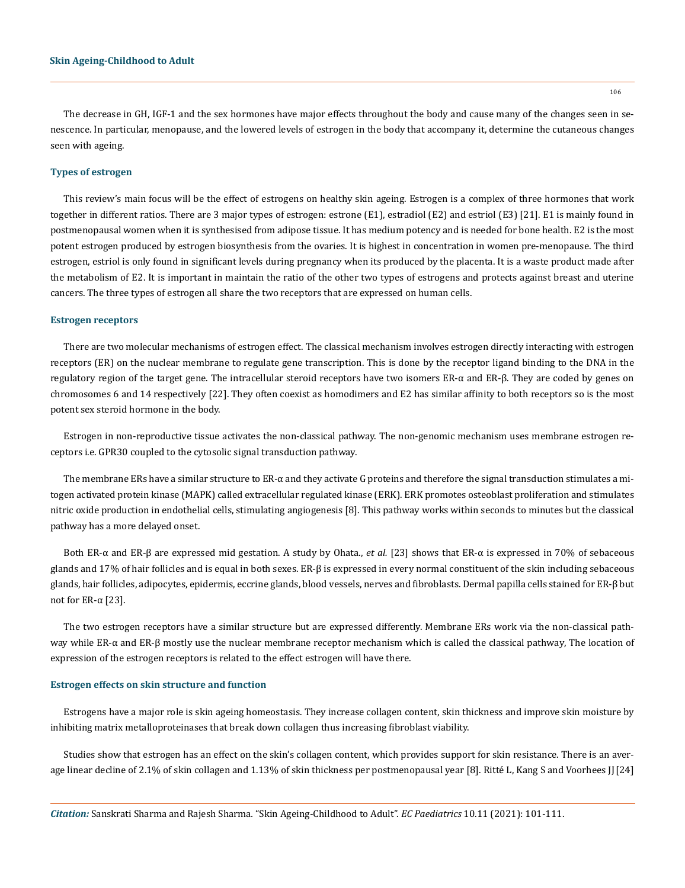The decrease in GH, IGF-1 and the sex hormones have major effects throughout the body and cause many of the changes seen in senescence. In particular, menopause, and the lowered levels of estrogen in the body that accompany it, determine the cutaneous changes seen with ageing.

### Types of estrogen

This review's main focus will be the effect of estrogens on healthy skin ageing. Estrogen is a complex of three hormones that work together in different ratios. There are 3 major types of estrogen: estrone (E1), estradiol (E2) and estriol (E3) [21]. E1 is mainly found in postmenopausal women when it is synthesised from adipose tissue. It has medium potency and is needed for bone health. E2 is the most potent estrogen produced by estrogen biosynthesis from the ovaries. It is highest in concentration in women pre-menopause. The third estrogen, estriol is only found in significant levels during pregnancy when its produced by the placenta. It is a waste product made after the metabolism of E2. It is important in maintain the ratio of the other two types of estrogens and protects against breast and uterine cancers. The three types of estrogen all share the two receptors that are expressed on human cells.

### Estrogen receptors

There are two molecular mechanisms of estrogen effect. The classical mechanism involves estrogen directly interacting with estrogen receptors (ER) on the nuclear membrane to regulate gene transcription. This is done by the receptor ligand binding to the DNA in the regulatory region of the target gene. The intracellular steroid receptors have two isomers ER-α and ER-β. They are coded by genes on chromosomes 6 and 14 respectively [22]. They often coexist as homodimers and E2 has similar affinity to both receptors so is the most potent sex steroid hormone in the body.

Estrogen in non-reproductive tissue activates the non-classical pathway. The non-genomic mechanism uses membrane estrogen receptors i.e. GPR30 coupled to the cytosolic signal transduction pathway.

The membrane ERs have a similar structure to ER-α and they activate G proteins and therefore the signal transduction stimulates a mitogen activated protein kinase (MAPK) called extracellular regulated kinase (ERK). ERK promotes osteoblast proliferation and stimulates nitric oxide production in endothelial cells, stimulating angiogenesis [8]. This pathway works within seconds to minutes but the classical pathway has a more delayed onset.

Both ER-α and ER-β are expressed mid gestation. A study by Ohata., *et al.* [23] shows that ER-α is expressed in 70% of sebaceous glands and 17% of hair follicles and is equal in both sexes. ER-β is expressed in every normal constituent of the skin including sebaceous glands, hair follicles, adipocytes, epidermis, eccrine glands, blood vessels, nerves and fibroblasts. Dermal papilla cells stained for ER-β but not for ER-α [23].

The two estrogen receptors have a similar structure but are expressed differently. Membrane ERs work via the non-classical pathway while ER-α and ER-β mostly use the nuclear membrane receptor mechanism which is called the classical pathway, The location of expression of the estrogen receptors is related to the effect estrogen will have there.

### Estrogen effects on skin structure and function

Estrogens have a major role is skin ageing homeostasis. They increase collagen content, skin thickness and improve skin moisture by inhibiting matrix metalloproteinases that break down collagen thus increasing fibroblast viability.

Studies show that estrogen has an effect on the skin's collagen content, which provides support for skin resistance. There is an average linear decline of 2.1% of skin collagen and 1.13% of skin thickness per postmenopausal year [8]. Ritté L, Kang S and Voorhees JJ [24]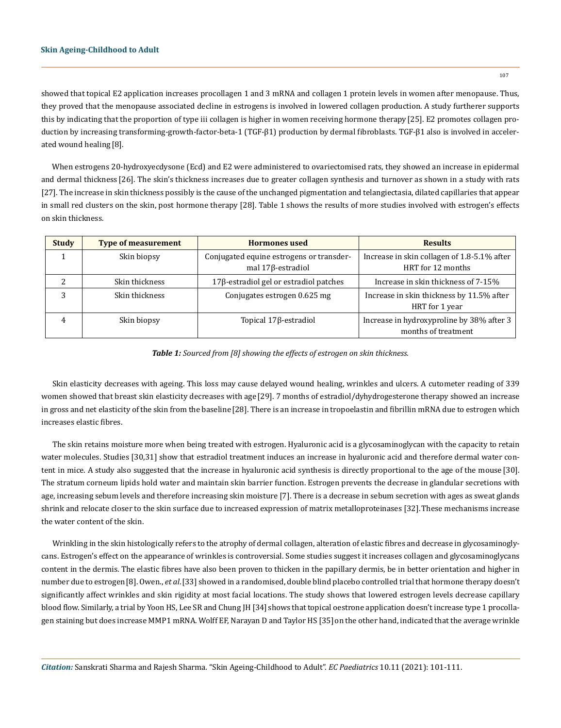showed that topical E2 application increases procollagen 1 and 3 mRNA and collagen 1 protein levels in women after menopause. Thus, they proved that the menopause associated decline in estrogens is involved in lowered collagen production. A study furtherer supports this by indicating that the proportion of type iii collagen is higher in women receiving hormone therapy [25]. E2 promotes collagen production by increasing transforming-growth-factor-beta-1 (TGF-β1) production by dermal fibroblasts. TGF-β1 also is involved in accelerated wound healing [8].

When estrogens 20-hydroxyecdysone (Ecd) and E2 were administered to ovariectomised rats, they showed an increase in epidermal and dermal thickness [26]. The skin's thickness increases due to greater collagen synthesis and turnover as shown in a study with rats [27]. The increase in skin thickness possibly is the cause of the unchanged pigmentation and telangiectasia, dilated capillaries that appear in small red clusters on the skin, post hormone therapy [28]. Table 1 shows the results of more studies involved with estrogen's effects on skin thickness.

| Study | Type of measurement | Hormones used | Results |
|---|---|---|---|
| 1 | Skin biopsy | Conjugated equine estrogens or transdermal 17β-estradiol | Increase in skin collagen of 1.8-5.1% after HRT for 12 months |
| 2 | Skin thickness | 17β-estradiol gel or estradiol patches | Increase in skin thickness of 7-15% |
| 3 | Skin thickness | Conjugates estrogen 0.625 mg | Increase in skin thickness by 11.5% after HRT for 1 year |
| 4 | Skin biopsy | Topical 17β-estradiol | Increase in hydroxyproline by 38% after 3 months of treatment |

***Table 1:*** *Sourced from [8] showing the effects of estrogen on skin thickness.*

Skin elasticity decreases with ageing. This loss may cause delayed wound healing, wrinkles and ulcers. A cutometer reading of 339 women showed that breast skin elasticity decreases with age [29]. 7 months of estradiol/dyhydrogesterone therapy showed an increase in gross and net elasticity of the skin from the baseline [28]. There is an increase in tropoelastin and fibrillin mRNA due to estrogen which increases elastic fibres.

The skin retains moisture more when being treated with estrogen. Hyaluronic acid is a glycosaminoglycan with the capacity to retain water molecules. Studies [30,31] show that estradiol treatment induces an increase in hyaluronic acid and therefore dermal water content in mice. A study also suggested that the increase in hyaluronic acid synthesis is directly proportional to the age of the mouse [30]. The stratum corneum lipids hold water and maintain skin barrier function. Estrogen prevents the decrease in glandular secretions with age, increasing sebum levels and therefore increasing skin moisture [7]. There is a decrease in sebum secretion with ages as sweat glands shrink and relocate closer to the skin surface due to increased expression of matrix metalloproteinases [32]. These mechanisms increase the water content of the skin.

Wrinkling in the skin histologically refers to the atrophy of dermal collagen, alteration of elastic fibres and decrease in glycosaminoglycans. Estrogen's effect on the appearance of wrinkles is controversial. Some studies suggest it increases collagen and glycosaminoglycans content in the dermis. The elastic fibres have also been proven to thicken in the papillary dermis, be in better orientation and higher in number due to estrogen [8]. Owen., *et al*. [33] showed in a randomised, double blind placebo controlled trial that hormone therapy doesn't significantly affect wrinkles and skin rigidity at most facial locations. The study shows that lowered estrogen levels decrease capillary blood flow. Similarly, a trial by Yoon HS, Lee SR and Chung JH [34] shows that topical oestrone application doesn't increase type 1 procollagen staining but does increase MMP1 mRNA. Wolff EF, Narayan D and Taylor HS [35] on the other hand, indicated that the average wrinkle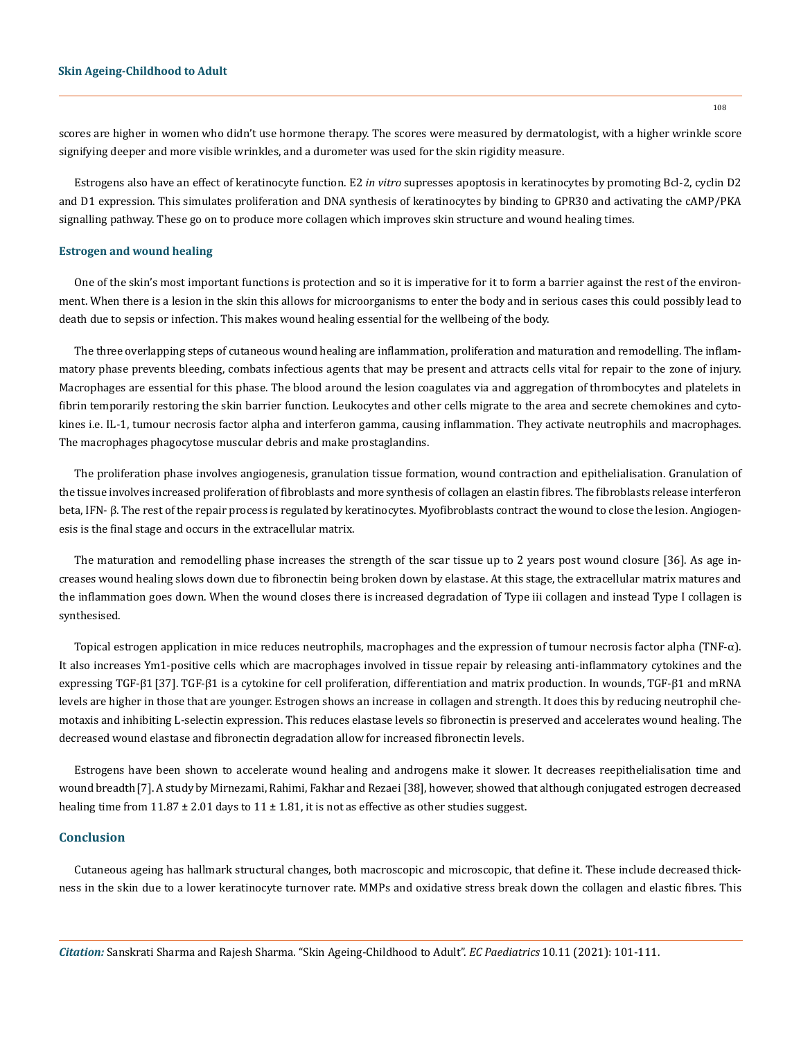scores are higher in women who didn't use hormone therapy. The scores were measured by dermatologist, with a higher wrinkle score signifying deeper and more visible wrinkles, and a durometer was used for the skin rigidity measure.

Estrogens also have an effect of keratinocyte function. E2 *in vitro* supresses apoptosis in keratinocytes by promoting Bcl-2, cyclin D2 and D1 expression. This simulates proliferation and DNA synthesis of keratinocytes by binding to GPR30 and activating the cAMP/PKA signalling pathway. These go on to produce more collagen which improves skin structure and wound healing times.

### Estrogen and wound healing

One of the skin's most important functions is protection and so it is imperative for it to form a barrier against the rest of the environment. When there is a lesion in the skin this allows for microorganisms to enter the body and in serious cases this could possibly lead to death due to sepsis or infection. This makes wound healing essential for the wellbeing of the body.

The three overlapping steps of cutaneous wound healing are inflammation, proliferation and maturation and remodelling. The inflammatory phase prevents bleeding, combats infectious agents that may be present and attracts cells vital for repair to the zone of injury. Macrophages are essential for this phase. The blood around the lesion coagulates via and aggregation of thrombocytes and platelets in fibrin temporarily restoring the skin barrier function. Leukocytes and other cells migrate to the area and secrete chemokines and cytokines i.e. IL-1, tumour necrosis factor alpha and interferon gamma, causing inflammation. They activate neutrophils and macrophages. The macrophages phagocytose muscular debris and make prostaglandins.

The proliferation phase involves angiogenesis, granulation tissue formation, wound contraction and epithelialisation. Granulation of the tissue involves increased proliferation of fibroblasts and more synthesis of collagen an elastin fibres. The fibroblasts release interferon beta, IFN- β. The rest of the repair process is regulated by keratinocytes. Myofibroblasts contract the wound to close the lesion. Angiogenesis is the final stage and occurs in the extracellular matrix.

The maturation and remodelling phase increases the strength of the scar tissue up to 2 years post wound closure [36]. As age increases wound healing slows down due to fibronectin being broken down by elastase. At this stage, the extracellular matrix matures and the inflammation goes down. When the wound closes there is increased degradation of Type iii collagen and instead Type I collagen is synthesised.

Topical estrogen application in mice reduces neutrophils, macrophages and the expression of tumour necrosis factor alpha (TNF-α). It also increases Ym1-positive cells which are macrophages involved in tissue repair by releasing anti-inflammatory cytokines and the expressing TGF-β1 [37]. TGF-β1 is a cytokine for cell proliferation, differentiation and matrix production. In wounds, TGF-β1 and mRNA levels are higher in those that are younger. Estrogen shows an increase in collagen and strength. It does this by reducing neutrophil chemotaxis and inhibiting L-selectin expression. This reduces elastase levels so fibronectin is preserved and accelerates wound healing. The decreased wound elastase and fibronectin degradation allow for increased fibronectin levels.

Estrogens have been shown to accelerate wound healing and androgens make it slower. It decreases reepithelialisation time and wound breadth [7]. A study by Mirnezami, Rahimi, Fakhar and Rezaei [38], however, showed that although conjugated estrogen decreased healing time from $11.87 \pm 2.01$ days to $11 \pm 1.81$, it is not as effective as other studies suggest.

## Conclusion

Cutaneous ageing has hallmark structural changes, both macroscopic and microscopic, that define it. These include decreased thickness in the skin due to a lower keratinocyte turnover rate. MMPs and oxidative stress break down the collagen and elastic fibres. This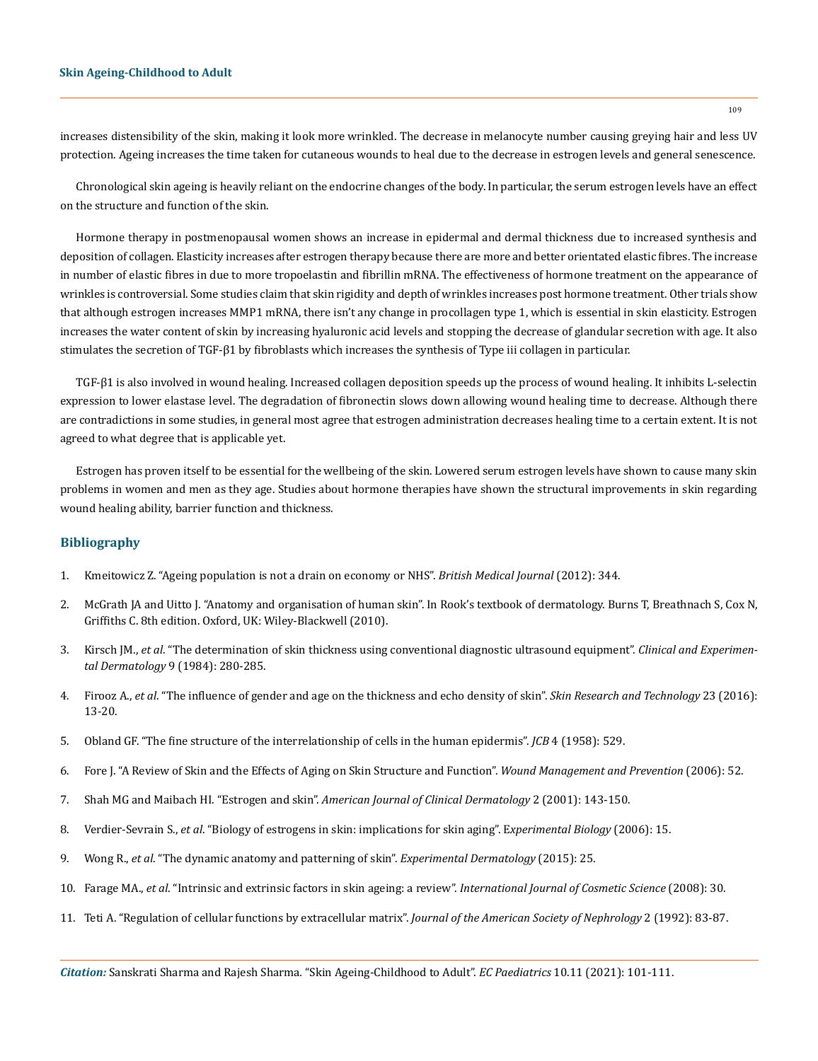increases distensibility of the skin, making it look more wrinkled. The decrease in melanocyte number causing greying hair and less UV protection. Ageing increases the time taken for cutaneous wounds to heal due to the decrease in estrogen levels and general senescence.

Chronological skin ageing is heavily reliant on the endocrine changes of the body. In particular, the serum estrogen levels have an effect on the structure and function of the skin.

Hormone therapy in postmenopausal women shows an increase in epidermal and dermal thickness due to increased synthesis and deposition of collagen. Elasticity increases after estrogen therapy because there are more and better orientated elastic fibres. The increase in number of elastic fibres in due to more tropoelastin and fibrillin mRNA. The effectiveness of hormone treatment on the appearance of wrinkles is controversial. Some studies claim that skin rigidity and depth of wrinkles increases post hormone treatment. Other trials show that although estrogen increases MMP1 mRNA, there isn't any change in procollagen type 1, which is essential in skin elasticity. Estrogen increases the water content of skin by increasing hyaluronic acid levels and stopping the decrease of glandular secretion with age. It also stimulates the secretion of TGF-β1 by fibroblasts which increases the synthesis of Type iii collagen in particular.

TGF-β1 is also involved in wound healing. Increased collagen deposition speeds up the process of wound healing. It inhibits L-selectin expression to lower elastase level. The degradation of fibronectin slows down allowing wound healing time to decrease. Although there are contradictions in some studies, in general most agree that estrogen administration decreases healing time to a certain extent. It is not agreed to what degree that is applicable yet.

Estrogen has proven itself to be essential for the wellbeing of the skin. Lowered serum estrogen levels have shown to cause many skin problems in women and men as they age. Studies about hormone therapies have shown the structural improvements in skin regarding wound healing ability, barrier function and thickness.

## Bibliography

1. Kmeitowicz Z. "Ageing population is not a drain on economy or NHS". *British Medical Journal* (2012): 344.
2. McGrath JA and Uitto J. "Anatomy and organisation of human skin". In Rook's textbook of dermatology. Burns T, Breathnach S, Cox N, Griffiths C. 8th edition. Oxford, UK: Wiley-Blackwell (2010).
3. Kirsch JM., *et al*. "The determination of skin thickness using conventional diagnostic ultrasound equipment". *Clinical and Experimental Dermatology* 9 (1984): 280-285.
4. Firooz A., *et al*. "The influence of gender and age on the thickness and echo density of skin". *Skin Research and Technology* 23 (2016): 13-20.
5. Obland GF. "The fine structure of the interrelationship of cells in the human epidermis". *JCB* 4 (1958): 529.
6. Fore J. "A Review of Skin and the Effects of Aging on Skin Structure and Function". *Wound Management and Prevention* (2006): 52.
7. Shah MG and Maibach HI. "Estrogen and skin". *American Journal of Clinical Dermatology* 2 (2001): 143-150.
8. Verdier-Sevrain S., *et al*. "Biology of estrogens in skin: implications for skin aging". *Experimental Biology* (2006): 15.
9. Wong R., *et al*. "The dynamic anatomy and patterning of skin". *Experimental Dermatology* (2015): 25.
10. Farage MA., *et al*. "Intrinsic and extrinsic factors in skin ageing: a review". *International Journal of Cosmetic Science* (2008): 30.
11. Teti A. "Regulation of cellular functions by extracellular matrix". *Journal of the American Society of Nephrology* 2 (1992): 83-87.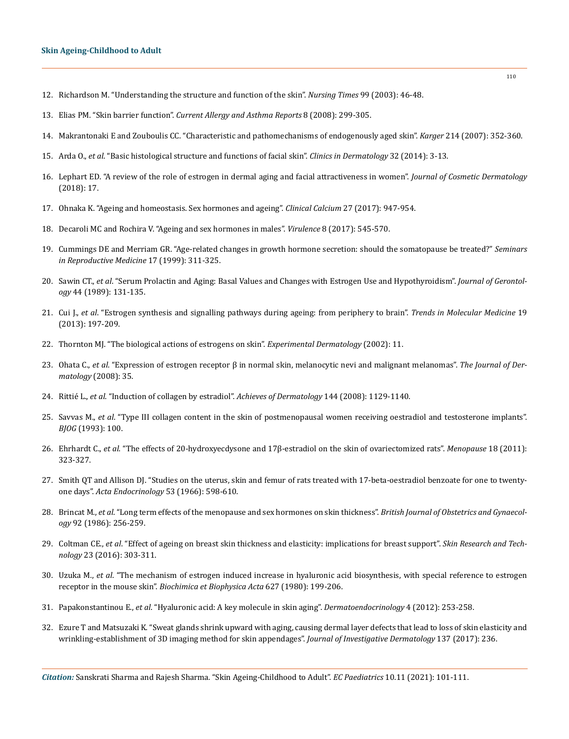12. Richardson M. "Understanding the structure and function of the skin". *Nursing Times* 99 (2003): 46-48.
13. Elias PM. "Skin barrier function". *Current Allergy and Asthma Reports* 8 (2008): 299-305.
14. Makrantonaki E and Zouboulis CC. "Characteristic and pathomechanisms of endogenously aged skin". *Karger* 214 (2007): 352-360.
15. Arda O., *et al*. "Basic histological structure and functions of facial skin". *Clinics in Dermatology* 32 (2014): 3-13.
16. Lephart ED. "A review of the role of estrogen in dermal aging and facial attractiveness in women". *Journal of Cosmetic Dermatology* (2018): 17.
17. Ohnaka K. "Ageing and homeostasis. Sex hormones and ageing". *Clinical Calcium* 27 (2017): 947-954.
18. Decaroli MC and Rochira V. "Ageing and sex hormones in males". *Virulence* 8 (2017): 545-570.
19. Cummings DE and Merriam GR. "Age-related changes in growth hormone secretion: should the somatopause be treated?" *Seminars in Reproductive Medicine* 17 (1999): 311-325.
20. Sawin CT., *et al*. "Serum Prolactin and Aging: Basal Values and Changes with Estrogen Use and Hypothyroidism". *Journal of Gerontology* 44 (1989): 131-135.
21. Cui J., *et al*. "Estrogen synthesis and signalling pathways during ageing: from periphery to brain". *Trends in Molecular Medicine* 19 (2013): 197-209.
22. Thornton MJ. "The biological actions of estrogens on skin". *Experimental Dermatology* (2002): 11.
23. Ohata C., *et al*. "Expression of estrogen receptor β in normal skin, melanocytic nevi and malignant melanomas". *The Journal of Dermatology* (2008): 35.
24. Rittié L., *et al*. "Induction of collagen by estradiol". *Achieves of Dermatology* 144 (2008): 1129-1140.
25. Savvas M., *et al*. "Type III collagen content in the skin of postmenopausal women receiving oestradiol and testosterone implants". *BJOG* (1993): 100.
26. Ehrhardt C., *et al*. "The effects of 20-hydroxyecdysone and 17β-estradiol on the skin of ovariectomized rats". *Menopause* 18 (2011): 323-327.
27. Smith QT and Allison DJ. "Studies on the uterus, skin and femur of rats treated with 17-beta-oestradiol benzoate for one to twenty-one days". *Acta Endocrinology* 53 (1966): 598-610.
28. Brincat M., *et al*. "Long term effects of the menopause and sex hormones on skin thickness". *British Journal of Obstetrics and Gynaecology* 92 (1986): 256-259.
29. Coltman CE., *et al*. "Effect of ageing on breast skin thickness and elasticity: implications for breast support". *Skin Research and Technology* 23 (2016): 303-311.
30. Uzuka M., *et al*. "The mechanism of estrogen induced increase in hyaluronic acid biosynthesis, with special reference to estrogen receptor in the mouse skin". *Biochimica et Biophysica Acta* 627 (1980): 199-206.
31. Papakonstantinou E., *et al*. "Hyaluronic acid: A key molecule in skin aging". *Dermatoendocrinology* 4 (2012): 253-258.
32. Ezure T and Matsuzaki K. "Sweat glands shrink upward with aging, causing dermal layer defects that lead to loss of skin elasticity and wrinkling-establishment of 3D imaging method for skin appendages". *Journal of Investigative Dermatology* 137 (2017): 236.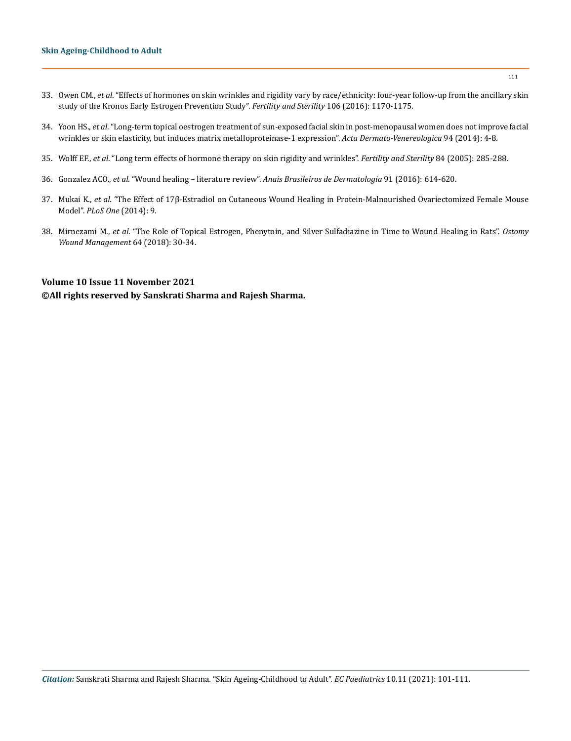33. Owen CM., *et al*. "Effects of hormones on skin wrinkles and rigidity vary by race/ethnicity: four-year follow-up from the ancillary skin study of the Kronos Early Estrogen Prevention Study". *Fertility and Sterility* 106 (2016): 1170-1175.

34. Yoon HS., *et al*. "Long-term topical oestrogen treatment of sun-exposed facial skin in post-menopausal women does not improve facial wrinkles or skin elasticity, but induces matrix metalloproteinase-1 expression". *Acta Dermato-Venereologica* 94 (2014): 4-8.

35. Wolff EF., *et al*. "Long term effects of hormone therapy on skin rigidity and wrinkles". *Fertility and Sterility* 84 (2005): 285-288.

36. Gonzalez ACO., *et al*. "Wound healing – literature review". *Anais Brasileiros de Dermatologia* 91 (2016): 614-620.

37. Mukai K., *et al*. "The Effect of 17β-Estradiol on Cutaneous Wound Healing in Protein-Malnourished Ovariectomized Female Mouse Model". *PLoS One* (2014): 9.

38. Mirnezami M., *et al*. "The Role of Topical Estrogen, Phenytoin, and Silver Sulfadiazine in Time to Wound Healing in Rats". *Ostomy Wound Management* 64 (2018): 30-34.

**Volume 10 Issue 11 November 2021**
**©All rights reserved by Sanskrati Sharma and Rajesh Sharma.**